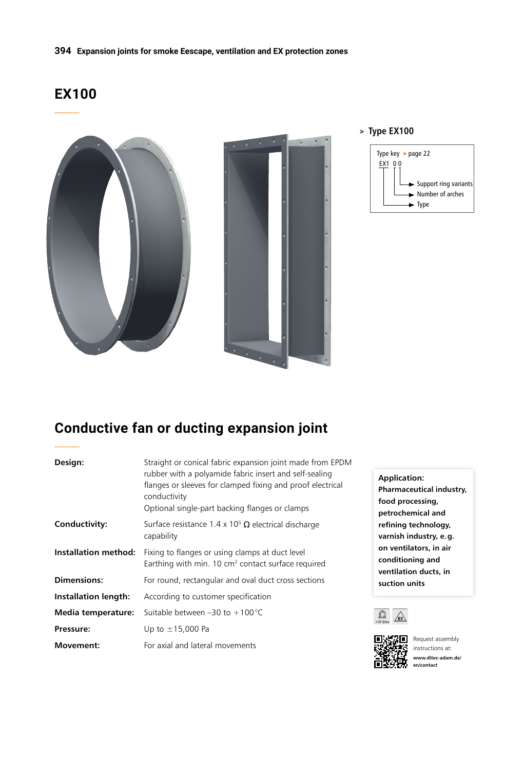# EX100

> **Type EX100**

Type key > page 22

EX1 0 0

- Support ring variants
- Number of arches
- Type

## Conductive fan or ducting expansion joint

| | |
|---|---|
| **Design:** | Straight or conical fabric expansion joint made from EPDM rubber with a polyamide fabric insert and self-sealing flanges or sleeves for clamped fixing and proof electrical conductivity<br>Optional single-part backing flanges or clamps |
| **Conductivity:** | Surface resistance 1.4 x $10^5$ Ω electrical discharge capability |
| **Installation method:** | Fixing to flanges or using clamps at duct level<br>Earthing with min. 10 $cm^2$ contact surface required |
| **Dimensions:** | For round, rectangular and oval duct cross sections |
| **Installation length:** | According to customer specification |
| **Media temperature:** | Suitable between –30 to +100 °C |
| **Pressure:** | Up to ±15,000 Pa |
| **Movement:** | For axial and lateral movements |

**Application:**
**Pharmaceutical industry, food processing, petrochemical and refining technology, varnish industry, e. g. on ventilators, in air conditioning and ventilation ducts, in suction units**

Request assembly instructions at:
**www.ditec-adam.de/en/contact**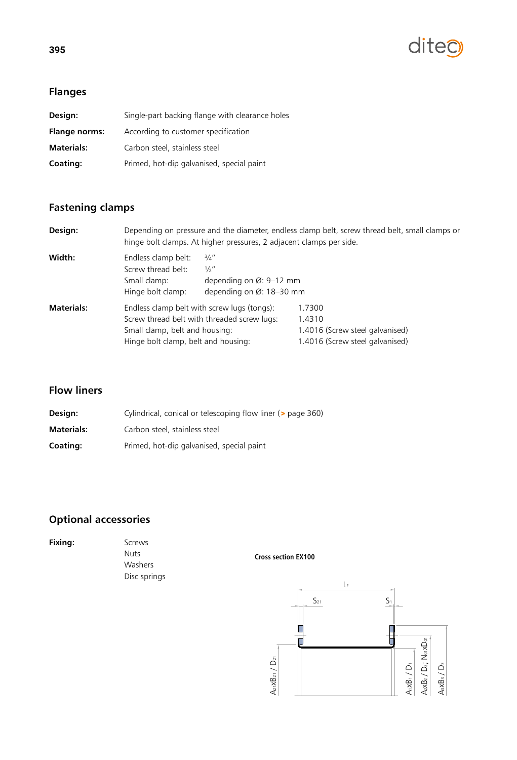## Flanges

| | |
|---|---|
| **Design:** | Single-part backing flange with clearance holes |
| **Flange norms:** | According to customer specification |
| **Materials:** | Carbon steel, stainless steel |
| **Coating:** | Primed, hot-dip galvanised, special paint |

## Fastening clamps

**Design:** Depending on pressure and the diameter, endless clamp belt, screw thread belt, small clamps or hinge bolt clamps. At higher pressures, 2 adjacent clamps per side.

**Width:**

| | |
|---|---|
| Endless clamp belt: | ¾" |
| Screw thread belt: | ½" |
| Small clamp: | depending on Ø: 9–12 mm |
| Hinge bolt clamp: | depending on Ø: 18–30 mm |

**Materials:**

| | |
|---|---|
| Endless clamp belt with screw lugs (tongs): | 1.7300 |
| Screw thread belt with threaded screw lugs: | 1.4310 |
| Small clamp, belt and housing: | 1.4016 (Screw steel galvanised) |
| Hinge bolt clamp, belt and housing: | 1.4016 (Screw steel galvanised) |

## Flow liners

| | |
|---|---|
| **Design:** | Cylindrical, conical or telescoping flow liner (> page 360) |
| **Materials:** | Carbon steel, stainless steel |
| **Coating:** | Primed, hot-dip galvanised, special paint |

## Optional accessories

**Fixing:**

- Screws
- Nuts
- Washers
- Disc springs

**Cross section EX100**

$L_E$

$S_{21}$

$S_1$

$A_{21}xB_{21} / D_{21}$

$A_1xB_1 / D_1$

$A_2xB_2 / D_2; N_{01}xD_{01}$

$A_3xB_3 / D_3$